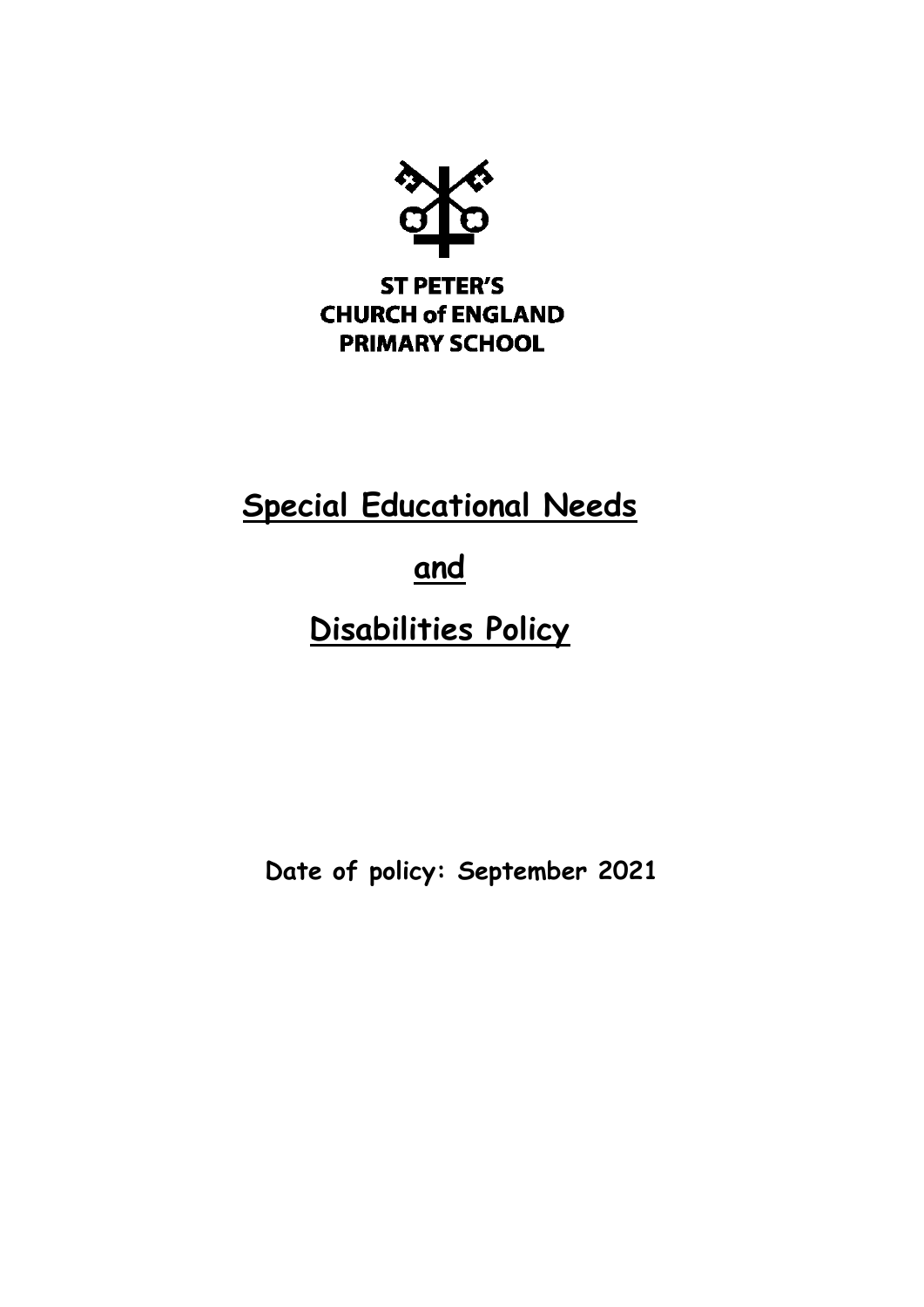**ST PETER'S**
**CHURCH of ENGLAND**
**PRIMARY SCHOOL**

# Special Educational Needs and Disabilities Policy

**Date of policy: September 2021**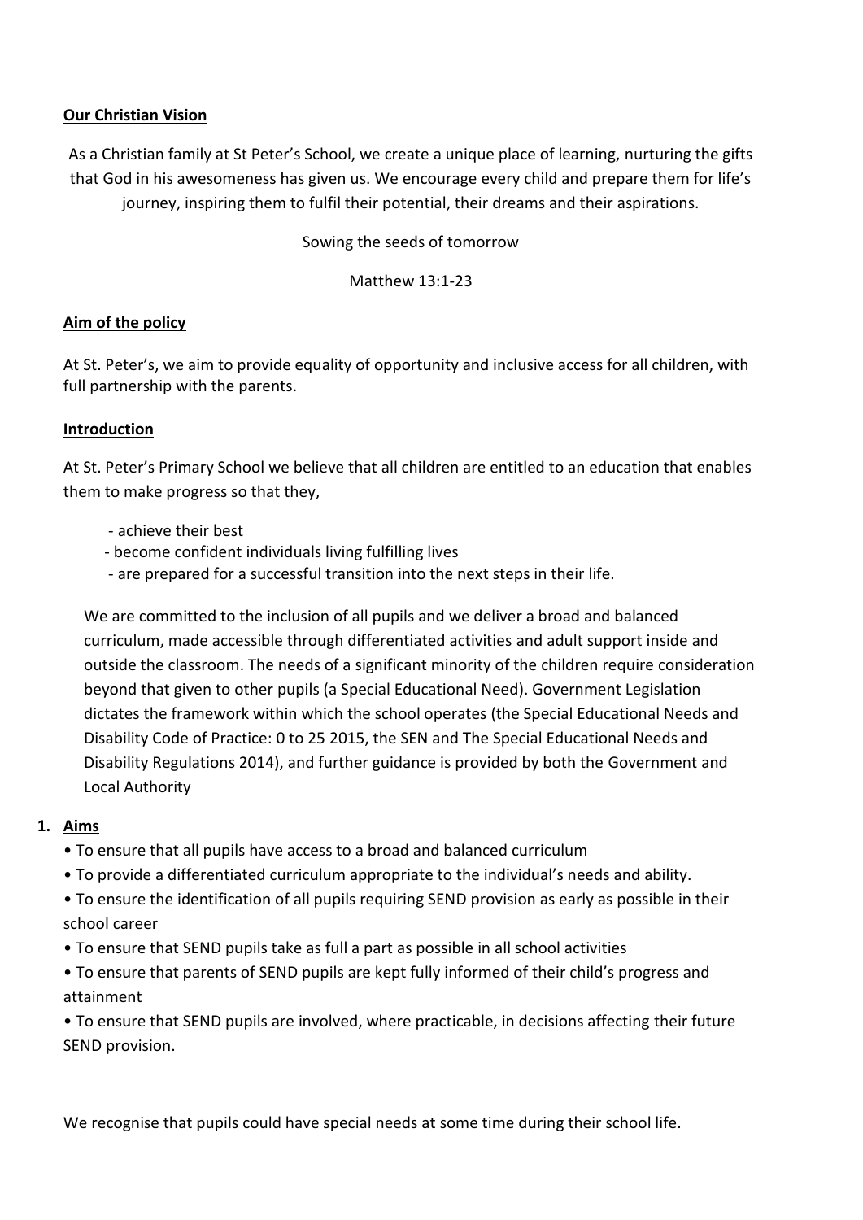**Our Christian Vision**

As a Christian family at St Peter's School, we create a unique place of learning, nurturing the gifts that God in his awesomeness has given us. We encourage every child and prepare them for life's journey, inspiring them to fulfil their potential, their dreams and their aspirations.

Sowing the seeds of tomorrow

Matthew 13:1-23

**Aim of the policy**

At St. Peter's, we aim to provide equality of opportunity and inclusive access for all children, with full partnership with the parents.

**Introduction**

At St. Peter's Primary School we believe that all children are entitled to an education that enables them to make progress so that they,

- achieve their best
- become confident individuals living fulfilling lives
- are prepared for a successful transition into the next steps in their life.

We are committed to the inclusion of all pupils and we deliver a broad and balanced curriculum, made accessible through differentiated activities and adult support inside and outside the classroom. The needs of a significant minority of the children require consideration beyond that given to other pupils (a Special Educational Need). Government Legislation dictates the framework within which the school operates (the Special Educational Needs and Disability Code of Practice: 0 to 25 2015, the SEN and The Special Educational Needs and Disability Regulations 2014), and further guidance is provided by both the Government and Local Authority

1. **Aims**

- To ensure that all pupils have access to a broad and balanced curriculum
- To provide a differentiated curriculum appropriate to the individual's needs and ability.
- To ensure the identification of all pupils requiring SEND provision as early as possible in their school career
- To ensure that SEND pupils take as full a part as possible in all school activities
- To ensure that parents of SEND pupils are kept fully informed of their child's progress and attainment
- To ensure that SEND pupils are involved, where practicable, in decisions affecting their future SEND provision.

We recognise that pupils could have special needs at some time during their school life.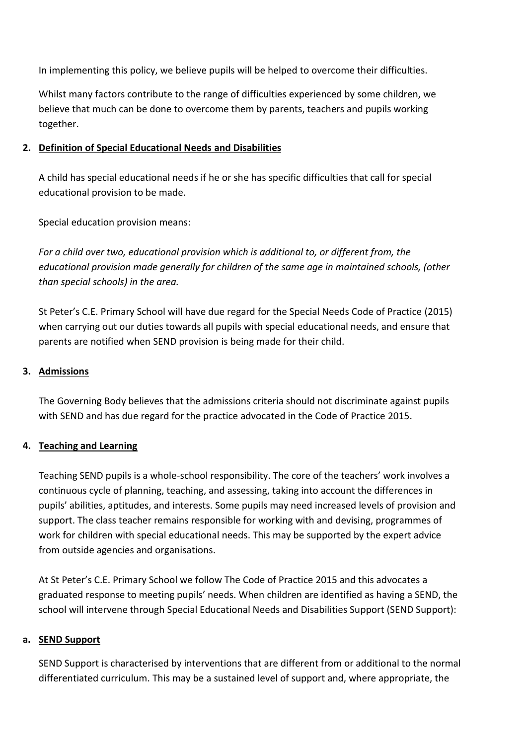In implementing this policy, we believe pupils will be helped to overcome their difficulties.

Whilst many factors contribute to the range of difficulties experienced by some children, we believe that much can be done to overcome them by parents, teachers and pupils working together.

## 2. Definition of Special Educational Needs and Disabilities

A child has special educational needs if he or she has specific difficulties that call for special educational provision to be made.

Special education provision means:

*For a child over two, educational provision which is additional to, or different from, the educational provision made generally for children of the same age in maintained schools, (other than special schools) in the area.*

St Peter's C.E. Primary School will have due regard for the Special Needs Code of Practice (2015) when carrying out our duties towards all pupils with special educational needs, and ensure that parents are notified when SEND provision is being made for their child.

## 3. Admissions

The Governing Body believes that the admissions criteria should not discriminate against pupils with SEND and has due regard for the practice advocated in the Code of Practice 2015.

## 4. Teaching and Learning

Teaching SEND pupils is a whole-school responsibility. The core of the teachers' work involves a continuous cycle of planning, teaching, and assessing, taking into account the differences in pupils' abilities, aptitudes, and interests. Some pupils may need increased levels of provision and support. The class teacher remains responsible for working with and devising, programmes of work for children with special educational needs. This may be supported by the expert advice from outside agencies and organisations.

At St Peter's C.E. Primary School we follow The Code of Practice 2015 and this advocates a graduated response to meeting pupils' needs. When children are identified as having a SEND, the school will intervene through Special Educational Needs and Disabilities Support (SEND Support):

### a. SEND Support

SEND Support is characterised by interventions that are different from or additional to the normal differentiated curriculum. This may be a sustained level of support and, where appropriate, the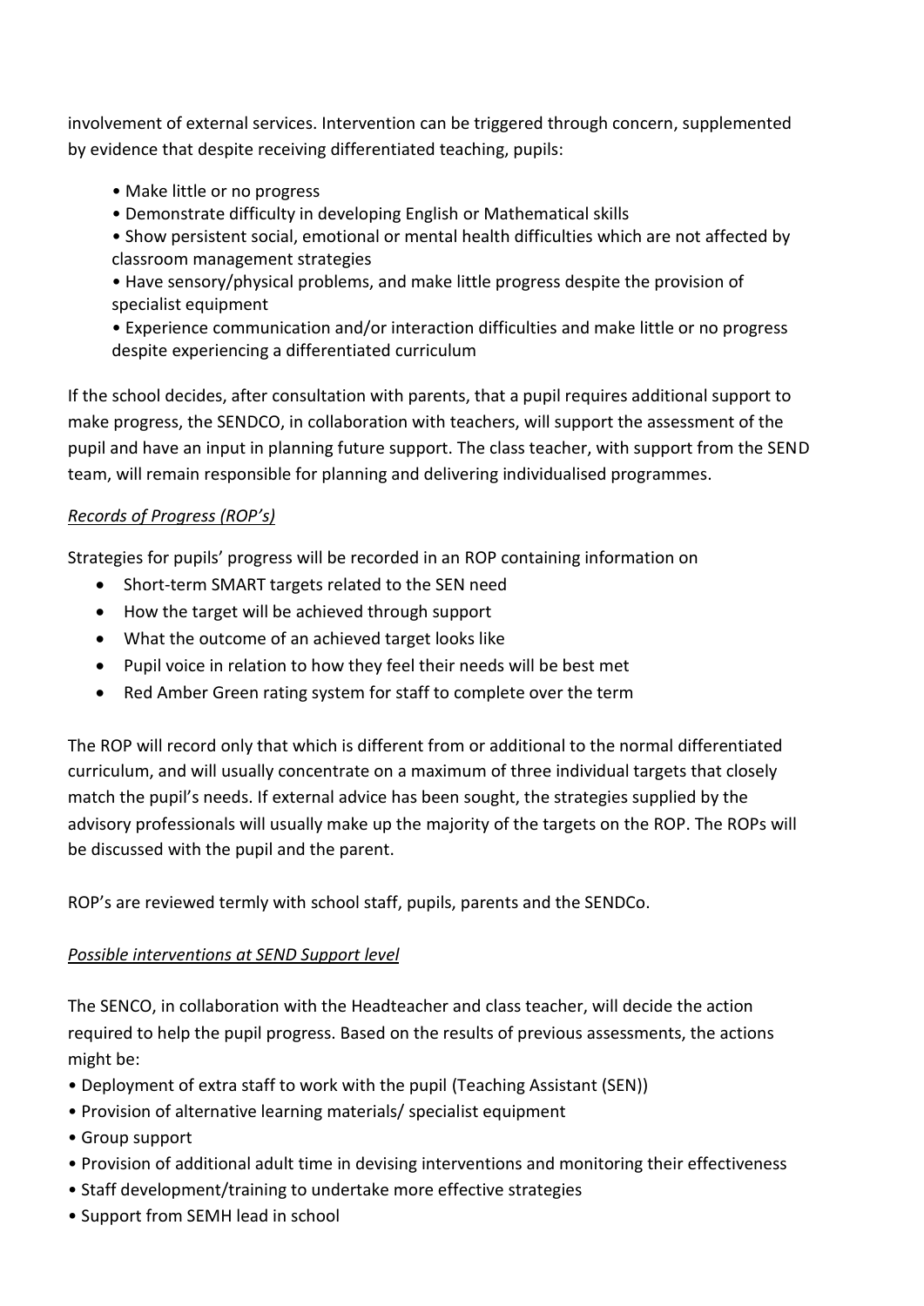involvement of external services. Intervention can be triggered through concern, supplemented by evidence that despite receiving differentiated teaching, pupils:

- Make little or no progress
- Demonstrate difficulty in developing English or Mathematical skills
- Show persistent social, emotional or mental health difficulties which are not affected by classroom management strategies
- Have sensory/physical problems, and make little progress despite the provision of specialist equipment
- Experience communication and/or interaction difficulties and make little or no progress despite experiencing a differentiated curriculum

If the school decides, after consultation with parents, that a pupil requires additional support to make progress, the SENDCO, in collaboration with teachers, will support the assessment of the pupil and have an input in planning future support. The class teacher, with support from the SEND team, will remain responsible for planning and delivering individualised programmes.

*Records of Progress (ROP's)*

Strategies for pupils' progress will be recorded in an ROP containing information on

- Short-term SMART targets related to the SEN need
- How the target will be achieved through support
- What the outcome of an achieved target looks like
- Pupil voice in relation to how they feel their needs will be best met
- Red Amber Green rating system for staff to complete over the term

The ROP will record only that which is different from or additional to the normal differentiated curriculum, and will usually concentrate on a maximum of three individual targets that closely match the pupil's needs. If external advice has been sought, the strategies supplied by the advisory professionals will usually make up the majority of the targets on the ROP. The ROPs will be discussed with the pupil and the parent.

ROP's are reviewed termly with school staff, pupils, parents and the SENDCo.

*Possible interventions at SEND Support level*

The SENCO, in collaboration with the Headteacher and class teacher, will decide the action required to help the pupil progress. Based on the results of previous assessments, the actions might be:

- Deployment of extra staff to work with the pupil (Teaching Assistant (SEN))
- Provision of alternative learning materials/ specialist equipment
- Group support
- Provision of additional adult time in devising interventions and monitoring their effectiveness
- Staff development/training to undertake more effective strategies
- Support from SEMH lead in school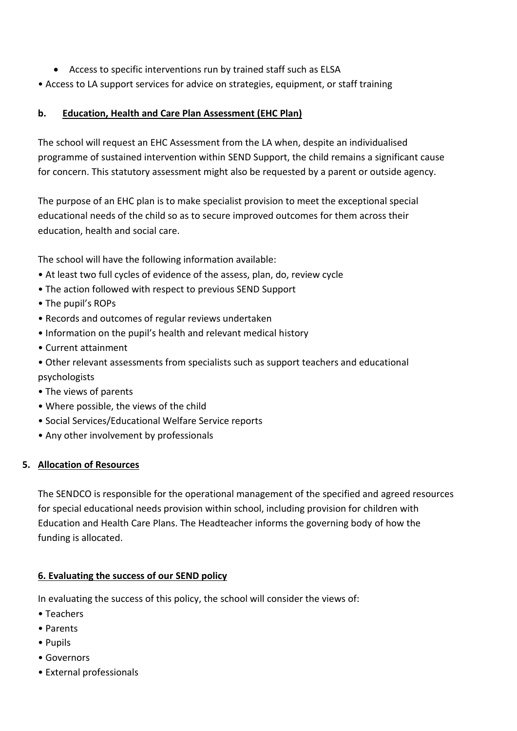- Access to specific interventions run by trained staff such as ELSA
- Access to LA support services for advice on strategies, equipment, or staff training

### b. Education, Health and Care Plan Assessment (EHC Plan)

The school will request an EHC Assessment from the LA when, despite an individualised programme of sustained intervention within SEND Support, the child remains a significant cause for concern. This statutory assessment might also be requested by a parent or outside agency.

The purpose of an EHC plan is to make specialist provision to meet the exceptional special educational needs of the child so as to secure improved outcomes for them across their education, health and social care.

The school will have the following information available:

- At least two full cycles of evidence of the assess, plan, do, review cycle
- The action followed with respect to previous SEND Support
- The pupil's ROPs
- Records and outcomes of regular reviews undertaken
- Information on the pupil's health and relevant medical history
- Current attainment
- Other relevant assessments from specialists such as support teachers and educational psychologists
- The views of parents
- Where possible, the views of the child
- Social Services/Educational Welfare Service reports
- Any other involvement by professionals

## 5. Allocation of Resources

The SENDCO is responsible for the operational management of the specified and agreed resources for special educational needs provision within school, including provision for children with Education and Health Care Plans. The Headteacher informs the governing body of how the funding is allocated.

## 6. Evaluating the success of our SEND policy

In evaluating the success of this policy, the school will consider the views of:

- Teachers
- Parents
- Pupils
- Governors
- External professionals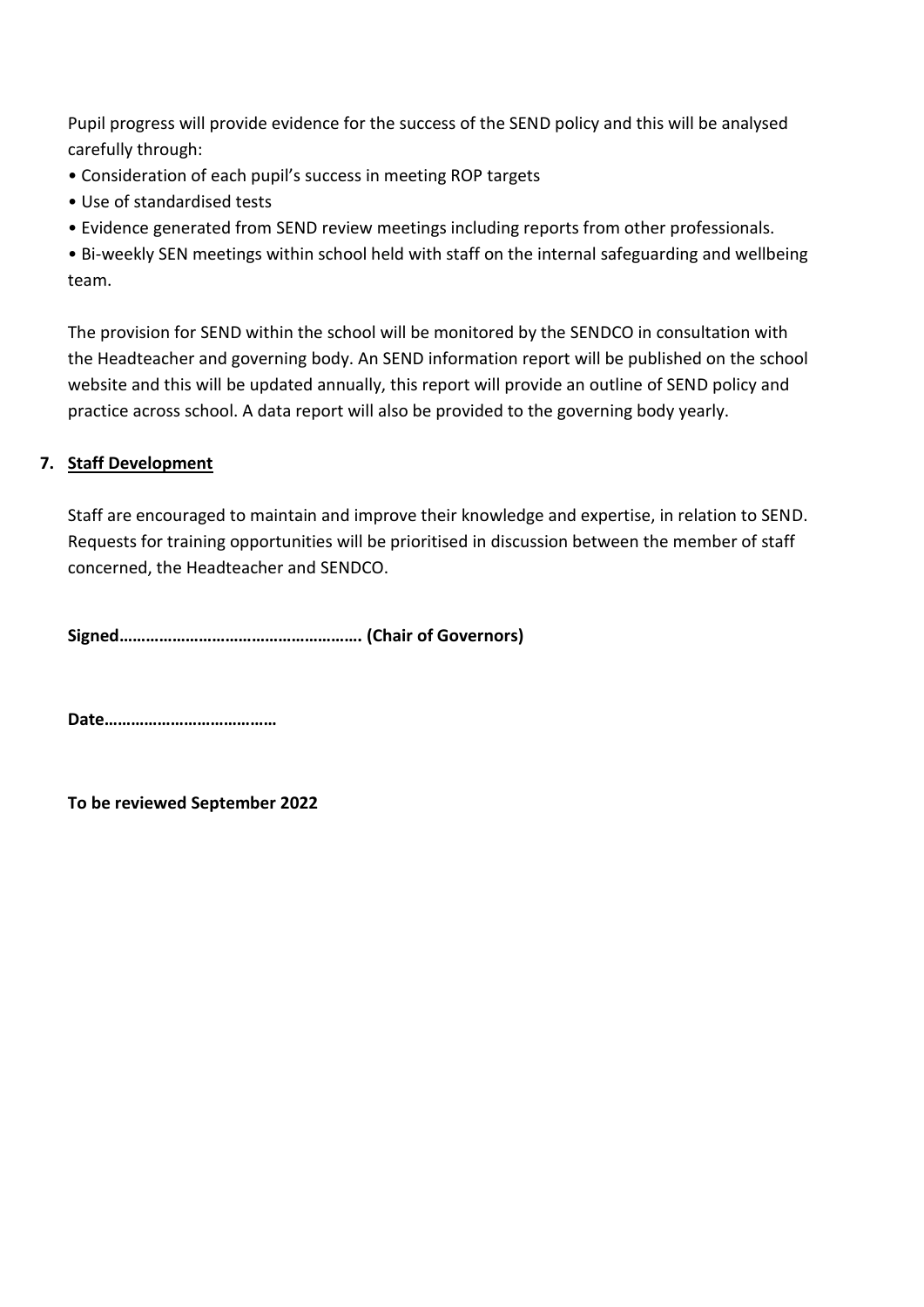Pupil progress will provide evidence for the success of the SEND policy and this will be analysed carefully through:

- Consideration of each pupil's success in meeting ROP targets
- Use of standardised tests
- Evidence generated from SEND review meetings including reports from other professionals.
- Bi-weekly SEN meetings within school held with staff on the internal safeguarding and wellbeing team.

The provision for SEND within the school will be monitored by the SENDCO in consultation with the Headteacher and governing body. An SEND information report will be published on the school website and this will be updated annually, this report will provide an outline of SEND policy and practice across school. A data report will also be provided to the governing body yearly.

## 7. Staff Development

Staff are encouraged to maintain and improve their knowledge and expertise, in relation to SEND. Requests for training opportunities will be prioritised in discussion between the member of staff concerned, the Headteacher and SENDCO.

**Signed………………………………………………. (Chair of Governors)**

**Date……………………………….**

**To be reviewed September 2022**